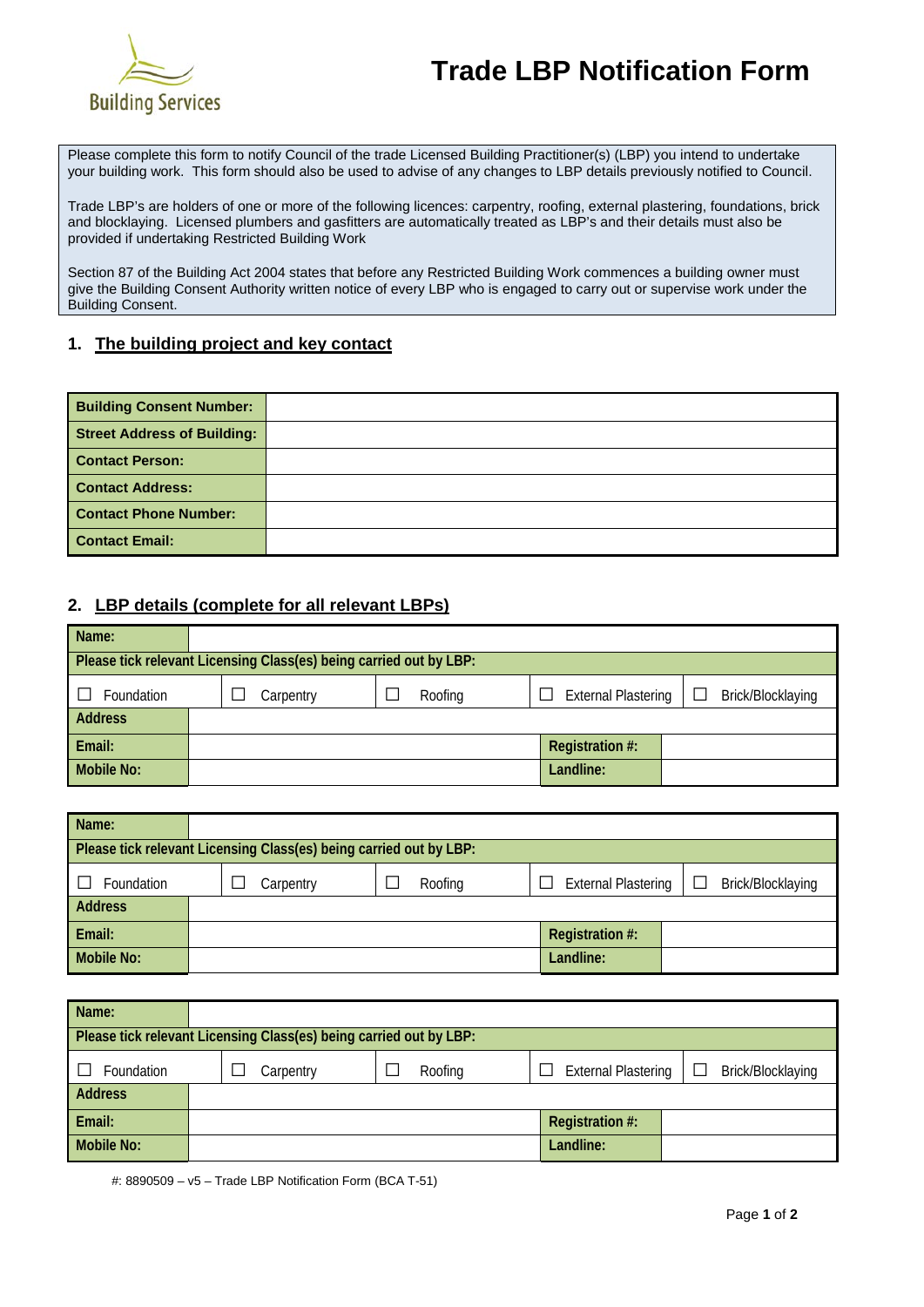Building Services

# Trade LBP Notification Form

Please complete this form to notify Council of the trade Licensed Building Practitioner(s) (LBP) you intend to undertake your building work. This form should also be used to advise of any changes to LBP details previously notified to Council.

Trade LBP's are holders of one or more of the following licences: carpentry, roofing, external plastering, foundations, brick and blocklaying. Licensed plumbers and gasfitters are automatically treated as LBP's and their details must also be provided if undertaking Restricted Building Work

Section 87 of the Building Act 2004 states that before any Restricted Building Work commences a building owner must give the Building Consent Authority written notice of every LBP who is engaged to carry out or supervise work under the Building Consent.

## 1. The building project and key contact

| | |
|---|---|
| **Building Consent Number:** | |
| **Street Address of Building:** | |
| **Contact Person:** | |
| **Contact Address:** | |
| **Contact Phone Number:** | |
| **Contact Email:** | |

## 2. LBP details (complete for all relevant LBPs)

| **Name:** | | | | |
|---|---|---|---|---|
| **Please tick relevant Licensing Class(es) being carried out by LBP:** | | | | |
| ☐ Foundation | ☐ Carpentry | ☐ Roofing | ☐ External Plastering | ☐ Brick/Blocklaying |
| **Address** | | | | |
| **Email:** | | | **Registration #:** | |
| **Mobile No:** | | | **Landline:** | |

| **Name:** | | | | |
|---|---|---|---|---|
| **Please tick relevant Licensing Class(es) being carried out by LBP:** | | | | |
| ☐ Foundation | ☐ Carpentry | ☐ Roofing | ☐ External Plastering | ☐ Brick/Blocklaying |
| **Address** | | | | |
| **Email:** | | | **Registration #:** | |
| **Mobile No:** | | | **Landline:** | |

| **Name:** | | | | |
|---|---|---|---|---|
| **Please tick relevant Licensing Class(es) being carried out by LBP:** | | | | |
| ☐ Foundation | ☐ Carpentry | ☐ Roofing | ☐ External Plastering | ☐ Brick/Blocklaying |
| **Address** | | | | |
| **Email:** | | | **Registration #:** | |
| **Mobile No:** | | | **Landline:** | |

#: 8890509 – v5 – Trade LBP Notification Form (BCA T-51)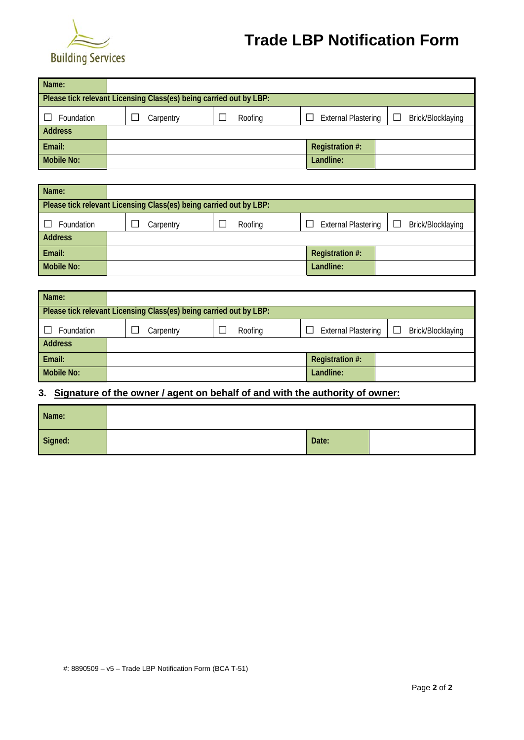Building Services

# Trade LBP Notification Form

| Name: | | | | |
|---|---|---|---|---|
| Please tick relevant Licensing Class(es) being carried out by LBP: | | | | |
| ☐ Foundation | ☐ Carpentry | ☐ Roofing | ☐ External Plastering | ☐ Brick/Blocklaying |
| Address | | | | |
| Email: | | | Registration #: | |
| Mobile No: | | | Landline: | |

| Name: | | | | |
|---|---|---|---|---|
| Please tick relevant Licensing Class(es) being carried out by LBP: | | | | |
| ☐ Foundation | ☐ Carpentry | ☐ Roofing | ☐ External Plastering | ☐ Brick/Blocklaying |
| Address | | | | |
| Email: | | | Registration #: | |
| Mobile No: | | | Landline: | |

| Name: | | | | |
|---|---|---|---|---|
| Please tick relevant Licensing Class(es) being carried out by LBP: | | | | |
| ☐ Foundation | ☐ Carpentry | ☐ Roofing | ☐ External Plastering | ☐ Brick/Blocklaying |
| Address | | | | |
| Email: | | | Registration #: | |
| Mobile No: | | | Landline: | |

## 3. Signature of the owner / agent on behalf of and with the authority of owner:

| Name: | | | |
|---|---|---|---|
| Signed: | | Date: | |

#: 8890509 – v5 – Trade LBP Notification Form (BCA T-51)